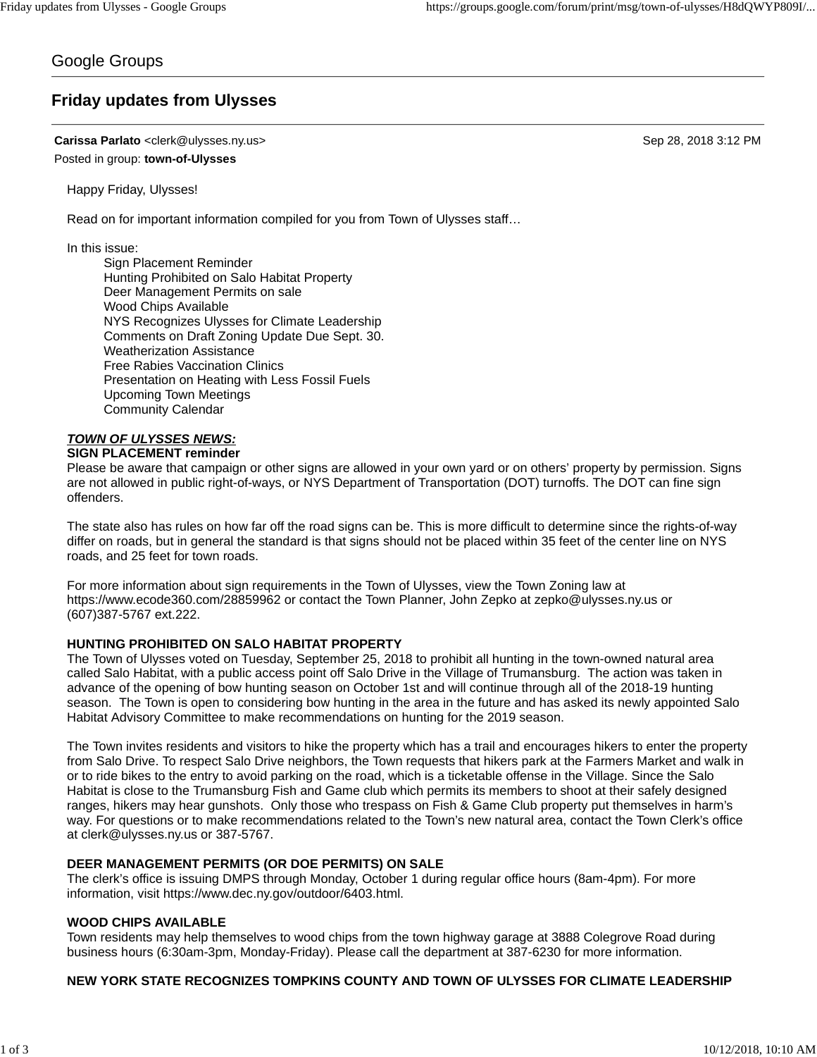Google Groups

# Friday updates from Ulysses

**Carissa Parlato** <clerk@ulysses.ny.us> Sep 28, 2018 3:12 PM

Posted in group: **town-of-Ulysses**

Happy Friday, Ulysses!

Read on for important information compiled for you from Town of Ulysses staff…

In this issue:

- Sign Placement Reminder
- Hunting Prohibited on Salo Habitat Property
- Deer Management Permits on sale
- Wood Chips Available
- NYS Recognizes Ulysses for Climate Leadership
- Comments on Draft Zoning Update Due Sept. 30.
- Weatherization Assistance
- Free Rabies Vaccination Clinics
- Presentation on Heating with Less Fossil Fuels
- Upcoming Town Meetings
- Community Calendar

***TOWN OF ULYSSES NEWS:***

**SIGN PLACEMENT reminder**

Please be aware that campaign or other signs are allowed in your own yard or on others' property by permission. Signs are not allowed in public right-of-ways, or NYS Department of Transportation (DOT) turnoffs. The DOT can fine sign offenders.

The state also has rules on how far off the road signs can be. This is more difficult to determine since the rights-of-way differ on roads, but in general the standard is that signs should not be placed within 35 feet of the center line on NYS roads, and 25 feet for town roads.

For more information about sign requirements in the Town of Ulysses, view the Town Zoning law at https://www.ecode360.com/28859962 or contact the Town Planner, John Zepko at zepko@ulysses.ny.us or (607)387-5767 ext.222.

**HUNTING PROHIBITED ON SALO HABITAT PROPERTY**

The Town of Ulysses voted on Tuesday, September 25, 2018 to prohibit all hunting in the town-owned natural area called Salo Habitat, with a public access point off Salo Drive in the Village of Trumansburg. The action was taken in advance of the opening of bow hunting season on October 1st and will continue through all of the 2018-19 hunting season. The Town is open to considering bow hunting in the area in the future and has asked its newly appointed Salo Habitat Advisory Committee to make recommendations on hunting for the 2019 season.

The Town invites residents and visitors to hike the property which has a trail and encourages hikers to enter the property from Salo Drive. To respect Salo Drive neighbors, the Town requests that hikers park at the Farmers Market and walk in or to ride bikes to the entry to avoid parking on the road, which is a ticketable offense in the Village. Since the Salo Habitat is close to the Trumansburg Fish and Game club which permits its members to shoot at their safely designed ranges, hikers may hear gunshots. Only those who trespass on Fish & Game Club property put themselves in harm's way. For questions or to make recommendations related to the Town's new natural area, contact the Town Clerk's office at clerk@ulysses.ny.us or 387-5767.

**DEER MANAGEMENT PERMITS (OR DOE PERMITS) ON SALE**

The clerk's office is issuing DMPS through Monday, October 1 during regular office hours (8am-4pm). For more information, visit https://www.dec.ny.gov/outdoor/6403.html.

**WOOD CHIPS AVAILABLE**

Town residents may help themselves to wood chips from the town highway garage at 3888 Colegrove Road during business hours (6:30am-3pm, Monday-Friday). Please call the department at 387-6230 for more information.

**NEW YORK STATE RECOGNIZES TOMPKINS COUNTY AND TOWN OF ULYSSES FOR CLIMATE LEADERSHIP**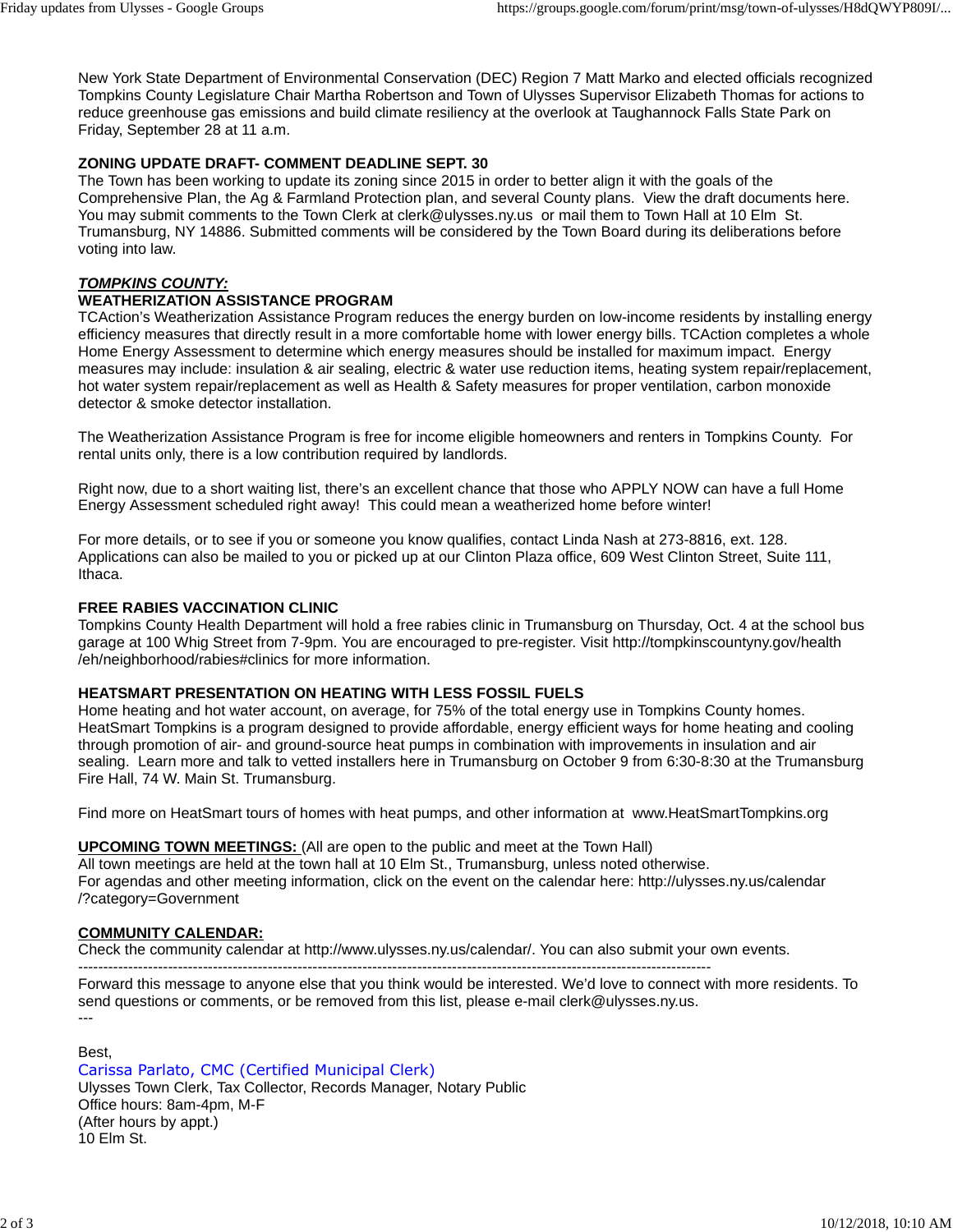New York State Department of Environmental Conservation (DEC) Region 7 Matt Marko and elected officials recognized Tompkins County Legislature Chair Martha Robertson and Town of Ulysses Supervisor Elizabeth Thomas for actions to reduce greenhouse gas emissions and build climate resiliency at the overlook at Taughannock Falls State Park on Friday, September 28 at 11 a.m.

**ZONING UPDATE DRAFT- COMMENT DEADLINE SEPT. 30**
The Town has been working to update its zoning since 2015 in order to better align it with the goals of the Comprehensive Plan, the Ag & Farmland Protection plan, and several County plans. View the draft documents here. You may submit comments to the Town Clerk at clerk@ulysses.ny.us or mail them to Town Hall at 10 Elm St. Trumansburg, NY 14886. Submitted comments will be considered by the Town Board during its deliberations before voting into law.

***TOMPKINS COUNTY:***

**WEATHERIZATION ASSISTANCE PROGRAM**
TCAction's Weatherization Assistance Program reduces the energy burden on low-income residents by installing energy efficiency measures that directly result in a more comfortable home with lower energy bills. TCAction completes a whole Home Energy Assessment to determine which energy measures should be installed for maximum impact. Energy measures may include: insulation & air sealing, electric & water use reduction items, heating system repair/replacement, hot water system repair/replacement as well as Health & Safety measures for proper ventilation, carbon monoxide detector & smoke detector installation.

The Weatherization Assistance Program is free for income eligible homeowners and renters in Tompkins County. For rental units only, there is a low contribution required by landlords.

Right now, due to a short waiting list, there's an excellent chance that those who APPLY NOW can have a full Home Energy Assessment scheduled right away! This could mean a weatherized home before winter!

For more details, or to see if you or someone you know qualifies, contact Linda Nash at 273-8816, ext. 128. Applications can also be mailed to you or picked up at our Clinton Plaza office, 609 West Clinton Street, Suite 111, Ithaca.

**FREE RABIES VACCINATION CLINIC**
Tompkins County Health Department will hold a free rabies clinic in Trumansburg on Thursday, Oct. 4 at the school bus garage at 100 Whig Street from 7-9pm. You are encouraged to pre-register. Visit http://tompkinscountyny.gov/health/eh/neighborhood/rabies#clinics for more information.

**HEATSMART PRESENTATION ON HEATING WITH LESS FOSSIL FUELS**
Home heating and hot water account, on average, for 75% of the total energy use in Tompkins County homes. HeatSmart Tompkins is a program designed to provide affordable, energy efficient ways for home heating and cooling through promotion of air- and ground-source heat pumps in combination with improvements in insulation and air sealing. Learn more and talk to vetted installers here in Trumansburg on October 9 from 6:30-8:30 at the Trumansburg Fire Hall, 74 W. Main St. Trumansburg.

Find more on HeatSmart tours of homes with heat pumps, and other information at www.HeatSmartTompkins.org

**UPCOMING TOWN MEETINGS:** (All are open to the public and meet at the Town Hall)
All town meetings are held at the town hall at 10 Elm St., Trumansburg, unless noted otherwise.
For agendas and other meeting information, click on the event on the calendar here: http://ulysses.ny.us/calendar/?category=Government

**COMMUNITY CALENDAR:**
Check the community calendar at http://www.ulysses.ny.us/calendar/. You can also submit your own events.

---

Forward this message to anyone else that you think would be interested. We'd love to connect with more residents. To send questions or comments, or be removed from this list, please e-mail clerk@ulysses.ny.us.

---

Best,
Carissa Parlato, CMC (Certified Municipal Clerk)
Ulysses Town Clerk, Tax Collector, Records Manager, Notary Public
Office hours: 8am-4pm, M-F
(After hours by appt.)
10 Elm St.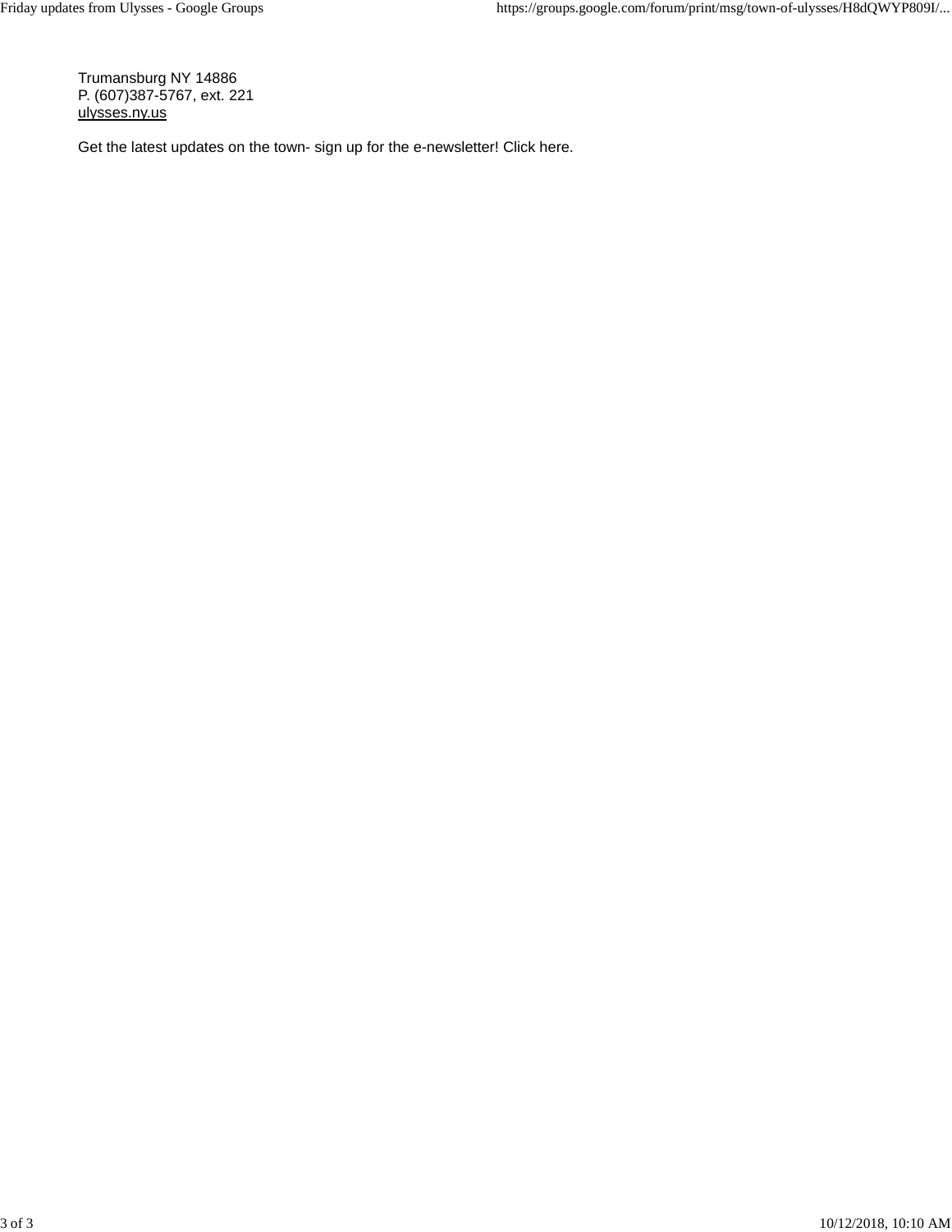Trumansburg NY 14886
P. (607)387-5767, ext. 221
ulysses.ny.us

Get the latest updates on the town- sign up for the e-newsletter! Click here.